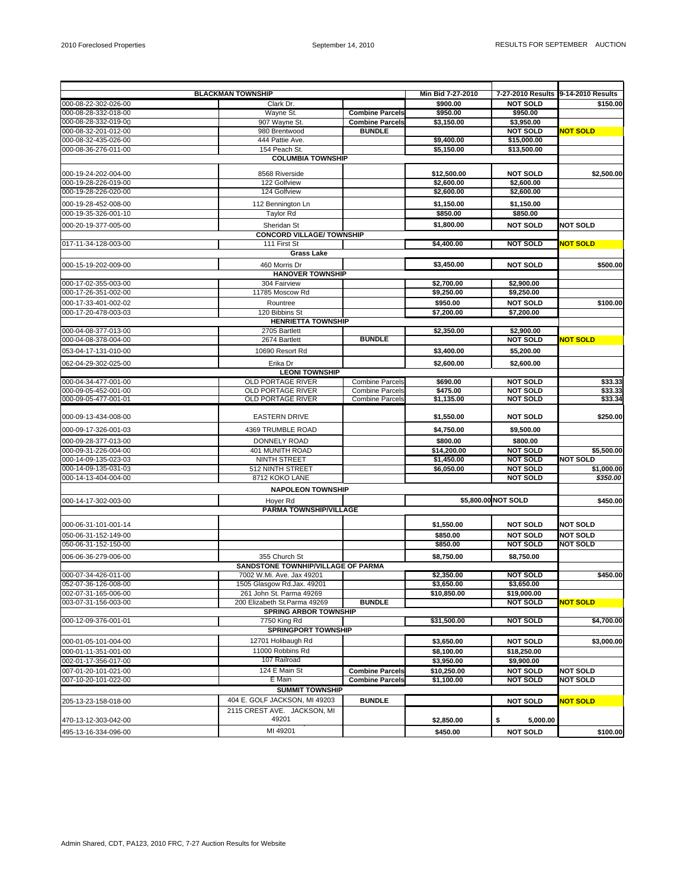| BLACKMAN TOWNSHIP | | | Min Bid 7-27-2010 | 7-27-2010 Results | 9-14-2010 Results |
|---|---|---|---|---|---|
| 000-08-22-302-026-00 | Clark Dr. | | $900.00 | NOT SOLD | $150.00 |
| 000-08-28-332-018-00 | Wayne St. | Combine Parcels | $950.00 | $950.00 | |
| 000-08-28-332-019-00 | 907 Wayne St. | Combine Parcels | $3,150.00 | $3,950.00 | |
| 000-08-32-201-012-00 | 980 Brentwood | BUNDLE | | NOT SOLD | NOT SOLD |
| 000-08-32-435-026-00 | 444 Pattie Ave. | | $9,400.00 | $15,000.00 | |
| 000-08-36-276-011-00 | 154 Peach St. | | $5,150.00 | $13,500.00 | |
| | COLUMBIA TOWNSHIP | | | | |
| 000-19-24-202-004-00 | 8568 Riverside | | $12,500.00 | NOT SOLD | $2,500.00 |
| 000-19-28-226-019-00 | 122 Golfview | | $2,600.00 | $2,600.00 | |
| 000-19-28-226-020-00 | 124 Golfview | | $2,600.00 | $2,600.00 | |
| 000-19-28-452-008-00 | 112 Bennington Ln | | $1,150.00 | $1,150.00 | |
| 000-19-35-326-001-10 | Taylor Rd | | $850.00 | $850.00 | |
| 000-20-19-377-005-00 | Sheridan St | | $1,800.00 | NOT SOLD | NOT SOLD |
| | CONCORD VILLAGE/ TOWNSHIP | | | | |
| 017-11-34-128-003-00 | 111 First St | | $4,400.00 | NOT SOLD | NOT SOLD |
| | Grass Lake | | | | |
| 000-15-19-202-009-00 | 460 Morris Dr | | $3,450.00 | NOT SOLD | $500.00 |
| | HANOVER TOWNSHIP | | | | |
| 000-17-02-355-003-00 | 304 Fairview | | $2,700.00 | $2,900.00 | |
| 000-17-26-351-002-00 | 11785 Moscow Rd | | $9,250.00 | $9,250.00 | |
| 000-17-33-401-002-02 | Rountree | | $950.00 | NOT SOLD | $100.00 |
| 000-17-20-478-003-03 | 120 Bibbins St | | $7,200.00 | $7,200.00 | |
| | HENRIETTA TOWNSHIP | | | | |
| 000-04-08-377-013-00 | 2705 Bartlett | | $2,350.00 | $2,900.00 | |
| 000-04-08-378-004-00 | 2674 Bartlett | BUNDLE | | NOT SOLD | NOT SOLD |
| 053-04-17-131-010-00 | 10690 Resort Rd | | $3,400.00 | $5,200.00 | |
| 062-04-29-302-025-00 | Erika Dr | | $2,600.00 | $2,600.00 | |
| | LEONI TOWNSHIP | | | | |
| 000-04-34-477-001-00 | OLD PORTAGE RIVER | Combine Parcels | $690.00 | NOT SOLD | $33.33 |
| 000-09-05-452-001-00 | OLD PORTAGE RIVER | Combine Parcels | $475.00 | NOT SOLD | $33.33 |
| 000-09-05-477-001-01 | OLD PORTAGE RIVER | Combine Parcels | $1,135.00 | NOT SOLD | $33.34 |
| 000-09-13-434-008-00 | EASTERN DRIVE | | $1,550.00 | NOT SOLD | $250.00 |
| 000-09-17-326-001-03 | 4369 TRUMBLE ROAD | | $4,750.00 | $9,500.00 | |
| 000-09-28-377-013-00 | DONNELY ROAD | | $800.00 | $800.00 | |
| 000-09-31-226-004-00 | 401 MUNITH ROAD | | $14,200.00 | NOT SOLD | $5,500.00 |
| 000-14-09-135-023-03 | NINTH STREET | | $1,450.00 | NOT SOLD | NOT SOLD |
| 000-14-09-135-031-03 | 512 NINTH STREET | | $6,050.00 | NOT SOLD | $1,000.00 |
| 000-14-13-404-004-00 | 8712 KOKO LANE | | | NOT SOLD | *$350.00* |
| | NAPOLEON TOWNSHIP | | | | |
| 000-14-17-302-003-00 | Hoyer Rd | | $5,800.00 | NOT SOLD | $450.00 |
| | PARMA TOWNSHIP/VILLAGE | | | | |
| 000-06-31-101-001-14 | | | $1,550.00 | NOT SOLD | NOT SOLD |
| 050-06-31-152-149-00 | | | $850.00 | NOT SOLD | NOT SOLD |
| 050-06-31-152-150-00 | | | $850.00 | NOT SOLD | NOT SOLD |
| 006-06-36-279-006-00 | 355 Church St | | $8,750.00 | $8,750.00 | |
| | SANDSTONE TOWNHIP/VILLAGE OF PARMA | | | | |
| 000-07-34-426-011-00 | 7002 W.Mi. Ave. Jax 49201 | | $2,350.00 | NOT SOLD | $450.00 |
| 052-07-36-126-008-00 | 1505 Glasgow Rd.Jax. 49201 | | $3,650.00 | $3,650.00 | |
| 002-07-31-165-006-00 | 261 John St. Parma 49269 | | $10,850.00 | $19,000.00 | |
| 003-07-31-156-003-00 | 200 Elizabeth St.Parma 49269 | BUNDLE | | NOT SOLD | NOT SOLD |
| | SPRING ARBOR TOWNSHIP | | | | |
| 000-12-09-376-001-01 | 7750 King Rd | | $31,500.00 | NOT SOLD | $4,700.00 |
| | SPRINGPORT TOWNSHIP | | | | |
| 000-01-05-101-004-00 | 12701 Holibaugh Rd | | $3,650.00 | NOT SOLD | $3,000.00 |
| 000-01-11-351-001-00 | 11000 Robbins Rd | | $8,100.00 | $18,250.00 | |
| 002-01-17-356-017-00 | 107 Railroad | | $3,950.00 | $9,900.00 | |
| 007-01-20-101-021-00 | 124 E Main St | Combine Parcels | $10,250.00 | NOT SOLD | NOT SOLD |
| 007-10-20-101-022-00 | E Main | Combine Parcels | $1,100.00 | NOT SOLD | NOT SOLD |
| | SUMMIT TOWNSHIP | | | | |
| 205-13-23-158-018-00 | 404 E. GOLF JACKSON, MI 49203 | BUNDLE | | NOT SOLD | NOT SOLD |
| 470-13-12-303-042-00 | 2115 CREST AVE. JACKSON, MI 49201 | | $2,850.00 | $ 5,000.00 | |
| 495-13-16-334-096-00 | MI 49201 | | $450.00 | NOT SOLD | $100.00 |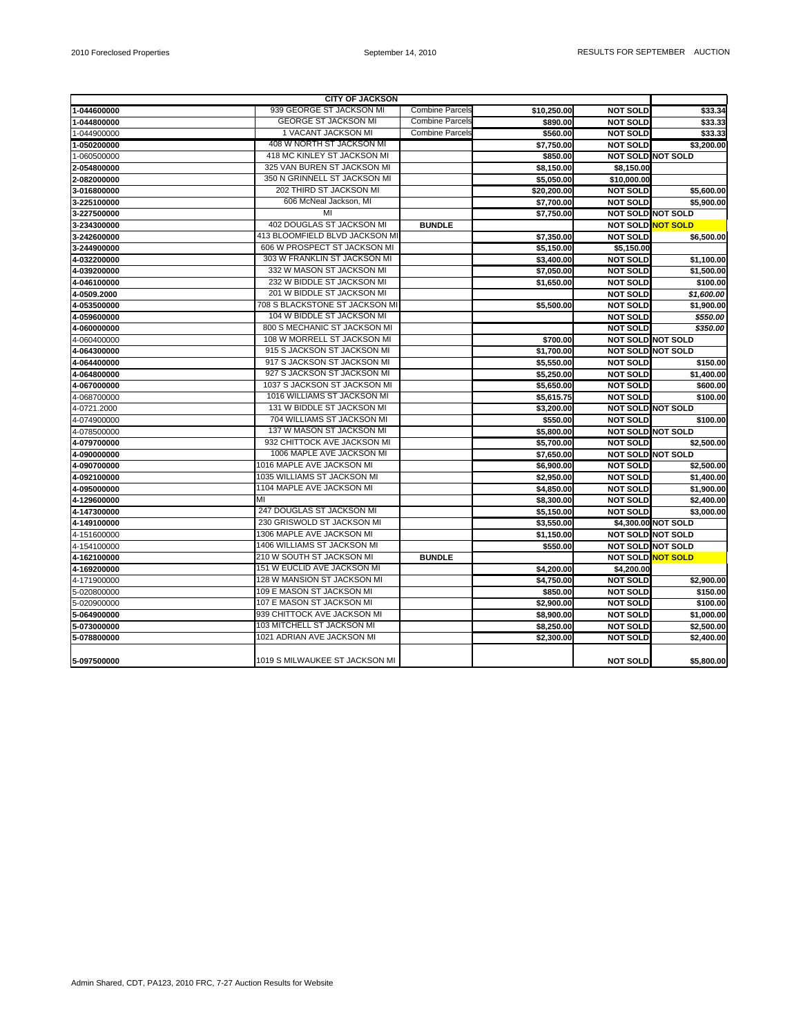| CITY OF JACKSON | | | | | |
|---|---|---|---|---|---|
| 1-044600000 | 939 GEORGE ST JACKSON MI | Combine Parcels | $10,250.00 | NOT SOLD | $33.34 |
| 1-044800000 | GEORGE ST JACKSON MI | Combine Parcels | $890.00 | NOT SOLD | $33.33 |
| 1-044900000 | 1 VACANT JACKSON MI | Combine Parcels | $560.00 | NOT SOLD | $33.33 |
| 1-050200000 | 408 W NORTH ST JACKSON MI | | $7,750.00 | NOT SOLD | $3,200.00 |
| 1-060500000 | 418 MC KINLEY ST JACKSON MI | | $850.00 | NOT SOLD | NOT SOLD |
| 2-054800000 | 325 VAN BUREN ST JACKSON MI | | $8,150.00 | $8,150.00 | |
| 2-082000000 | 350 N GRINNELL ST JACKSON MI | | $5,050.00 | $10,000.00 | |
| 3-016800000 | 202 THIRD ST JACKSON MI | | $20,200.00 | NOT SOLD | $5,600.00 |
| 3-225100000 | 606 McNeal Jackson, MI | | $7,700.00 | NOT SOLD | $5,900.00 |
| 3-227500000 | MI | | $7,750.00 | NOT SOLD | NOT SOLD |
| 3-234300000 | 402 DOUGLAS ST JACKSON MI | BUNDLE | | NOT SOLD | NOT SOLD |
| 3-242600000 | 413 BLOOMFIELD BLVD JACKSON MI | | $7,350.00 | NOT SOLD | $6,500.00 |
| 3-244900000 | 606 W PROSPECT ST JACKSON MI | | $5,150.00 | $5,150.00 | |
| 4-032200000 | 303 W FRANKLIN ST JACKSON MI | | $3,400.00 | NOT SOLD | $1,100.00 |
| 4-039200000 | 332 W MASON ST JACKSON MI | | $7,050.00 | NOT SOLD | $1,500.00 |
| 4-046100000 | 232 W BIDDLE ST JACKSON MI | | $1,650.00 | NOT SOLD | $100.00 |
| 4-0509.2000 | 201 W BIDDLE ST JACKSON MI | | | NOT SOLD | *$1,600.00* |
| 4-053500000 | 708 S BLACKSTONE ST JACKSON MI | | $5,500.00 | NOT SOLD | $1,900.00 |
| 4-059600000 | 104 W BIDDLE ST JACKSON MI | | | NOT SOLD | *$550.00* |
| 4-060000000 | 800 S MECHANIC ST JACKSON MI | | | NOT SOLD | *$350.00* |
| 4-060400000 | 108 W MORRELL ST JACKSON MI | | $700.00 | NOT SOLD | NOT SOLD |
| 4-064300000 | 915 S JACKSON ST JACKSON MI | | $1,700.00 | NOT SOLD | NOT SOLD |
| 4-064400000 | 917 S JACKSON ST JACKSON MI | | $5,550.00 | NOT SOLD | $150.00 |
| 4-064800000 | 927 S JACKSON ST JACKSON MI | | $5,250.00 | NOT SOLD | $1,400.00 |
| 4-067000000 | 1037 S JACKSON ST JACKSON MI | | $5,650.00 | NOT SOLD | $600.00 |
| 4-068700000 | 1016 WILLIAMS ST JACKSON MI | | $5,615.75 | NOT SOLD | $100.00 |
| 4-0721.2000 | 131 W BIDDLE ST JACKSON MI | | $3,200.00 | NOT SOLD | NOT SOLD |
| 4-074900000 | 704 WILLIAMS ST JACKSON MI | | $550.00 | NOT SOLD | $100.00 |
| 4-078500000 | 137 W MASON ST JACKSON MI | | $5,800.00 | NOT SOLD | NOT SOLD |
| 4-079700000 | 932 CHITTOCK AVE JACKSON MI | | $5,700.00 | NOT SOLD | $2,500.00 |
| 4-090000000 | 1006 MAPLE AVE JACKSON MI | | $7,650.00 | NOT SOLD | NOT SOLD |
| 4-090700000 | 1016 MAPLE AVE JACKSON MI | | $6,900.00 | NOT SOLD | $2,500.00 |
| 4-092100000 | 1035 WILLIAMS ST JACKSON MI | | $2,950.00 | NOT SOLD | $1,400.00 |
| 4-095000000 | 1104 MAPLE AVE JACKSON MI | | $4,850.00 | NOT SOLD | $1,900.00 |
| 4-129600000 | MI | | $8,300.00 | NOT SOLD | $2,400.00 |
| 4-147300000 | 247 DOUGLAS ST JACKSON MI | | $5,150.00 | NOT SOLD | $3,000.00 |
| 4-149100000 | 230 GRISWOLD ST JACKSON MI | | $3,550.00 | $4,300.00 | NOT SOLD |
| 4-151600000 | 1306 MAPLE AVE JACKSON MI | | $1,150.00 | NOT SOLD | NOT SOLD |
| 4-154100000 | 1406 WILLIAMS ST JACKSON MI | | $550.00 | NOT SOLD | NOT SOLD |
| 4-162100000 | 210 W SOUTH ST JACKSON MI | BUNDLE | | NOT SOLD | NOT SOLD |
| 4-169200000 | 151 W EUCLID AVE JACKSON MI | | $4,200.00 | $4,200.00 | |
| 4-171900000 | 128 W MANSION ST JACKSON MI | | $4,750.00 | NOT SOLD | $2,900.00 |
| 5-020800000 | 109 E MASON ST JACKSON MI | | $850.00 | NOT SOLD | $150.00 |
| 5-020900000 | 107 E MASON ST JACKSON MI | | $2,900.00 | NOT SOLD | $100.00 |
| 5-064900000 | 939 CHITTOCK AVE JACKSON MI | | $8,900.00 | NOT SOLD | $1,000.00 |
| 5-073000000 | 103 MITCHELL ST JACKSON MI | | $8,250.00 | NOT SOLD | $2,500.00 |
| 5-078800000 | 1021 ADRIAN AVE JACKSON MI | | $2,300.00 | NOT SOLD | $2,400.00 |
| 5-097500000 | 1019 S MILWAUKEE ST JACKSON MI | | | NOT SOLD | $5,800.00 |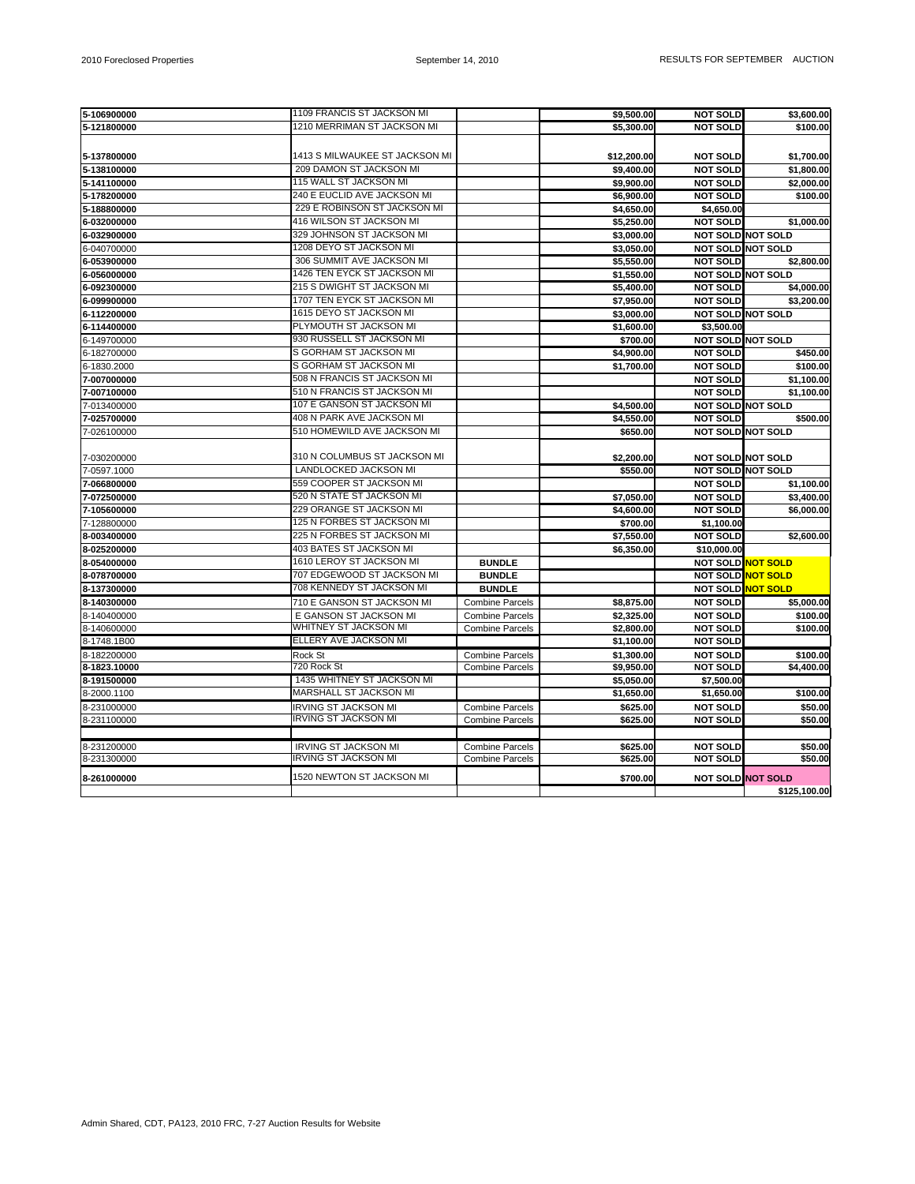| | | | | | |
|---|---|---|---|---|---|
| 5-106900000 | 1109 FRANCIS ST JACKSON MI | | $9,500.00 | NOT SOLD | $3,600.00 |
| 5-121800000 | 1210 MERRIMAN ST JACKSON MI | | $5,300.00 | NOT SOLD | $100.00 |
| 5-137800000 | 1413 S MILWAUKEE ST JACKSON MI | | $12,200.00 | NOT SOLD | $1,700.00 |
| 5-138100000 | 209 DAMON ST JACKSON MI | | $9,400.00 | NOT SOLD | $1,800.00 |
| 5-141100000 | 115 WALL ST JACKSON MI | | $9,900.00 | NOT SOLD | $2,000.00 |
| 5-178200000 | 240 E EUCLID AVE JACKSON MI | | $6,900.00 | NOT SOLD | $100.00 |
| 5-188800000 | 229 E ROBINSON ST JACKSON MI | | $4,650.00 | $4,650.00 | |
| 6-032000000 | 416 WILSON ST JACKSON MI | | $5,250.00 | NOT SOLD | $1,000.00 |
| 6-032900000 | 329 JOHNSON ST JACKSON MI | | $3,000.00 | NOT SOLD | NOT SOLD |
| 6-040700000 | 1208 DEYO ST JACKSON MI | | $3,050.00 | NOT SOLD | NOT SOLD |
| 6-053900000 | 306 SUMMIT AVE JACKSON MI | | $5,550.00 | NOT SOLD | $2,800.00 |
| 6-056000000 | 1426 TEN EYCK ST JACKSON MI | | $1,550.00 | NOT SOLD | NOT SOLD |
| 6-092300000 | 215 S DWIGHT ST JACKSON MI | | $5,400.00 | NOT SOLD | $4,000.00 |
| 6-099900000 | 1707 TEN EYCK ST JACKSON MI | | $7,950.00 | NOT SOLD | $3,200.00 |
| 6-112200000 | 1615 DEYO ST JACKSON MI | | $3,000.00 | NOT SOLD | NOT SOLD |
| 6-114400000 | PLYMOUTH ST JACKSON MI | | $1,600.00 | $3,500.00 | |
| 6-149700000 | 930 RUSSELL ST JACKSON MI | | $700.00 | NOT SOLD | NOT SOLD |
| 6-182700000 | S GORHAM ST JACKSON MI | | $4,900.00 | NOT SOLD | $450.00 |
| 6-1830.2000 | S GORHAM ST JACKSON MI | | $1,700.00 | NOT SOLD | $100.00 |
| 7-007000000 | 508 N FRANCIS ST JACKSON MI | | | NOT SOLD | $1,100.00 |
| 7-007100000 | 510 N FRANCIS ST JACKSON MI | | | NOT SOLD | $1,100.00 |
| 7-013400000 | 107 E GANSON ST JACKSON MI | | $4,500.00 | NOT SOLD | NOT SOLD |
| 7-025700000 | 408 N PARK AVE JACKSON MI | | $4,550.00 | NOT SOLD | $500.00 |
| 7-026100000 | 510 HOMEWILD AVE JACKSON MI | | $650.00 | NOT SOLD | NOT SOLD |
| 7-030200000 | 310 N COLUMBUS ST JACKSON MI | | $2,200.00 | NOT SOLD | NOT SOLD |
| 7-0597.1000 | LANDLOCKED JACKSON MI | | $550.00 | NOT SOLD | NOT SOLD |
| 7-066800000 | 559 COOPER ST JACKSON MI | | | NOT SOLD | $1,100.00 |
| 7-072500000 | 520 N STATE ST JACKSON MI | | $7,050.00 | NOT SOLD | $3,400.00 |
| 7-105600000 | 229 ORANGE ST JACKSON MI | | $4,600.00 | NOT SOLD | $6,000.00 |
| 7-128800000 | 125 N FORBES ST JACKSON MI | | $700.00 | $1,100.00 | |
| 8-003400000 | 225 N FORBES ST JACKSON MI | | $7,550.00 | NOT SOLD | $2,600.00 |
| 8-025200000 | 403 BATES ST JACKSON MI | | $6,350.00 | $10,000.00 | |
| 8-054000000 | 1610 LEROY ST JACKSON MI | BUNDLE | | NOT SOLD | NOT SOLD |
| 8-078700000 | 707 EDGEWOOD ST JACKSON MI | BUNDLE | | NOT SOLD | NOT SOLD |
| 8-137300000 | 708 KENNEDY ST JACKSON MI | BUNDLE | | NOT SOLD | NOT SOLD |
| 8-140300000 | 710 E GANSON ST JACKSON MI | Combine Parcels | $8,875.00 | NOT SOLD | $5,000.00 |
| 8-140400000 | E GANSON ST JACKSON MI | Combine Parcels | $2,325.00 | NOT SOLD | $100.00 |
| 8-140600000 | WHITNEY ST JACKSON MI | Combine Parcels | $2,800.00 | NOT SOLD | $100.00 |
| 8-1748.1B00 | ELLERY AVE JACKSON MI | | $1,100.00 | NOT SOLD | |
| 8-182200000 | Rock St | Combine Parcels | $1,300.00 | NOT SOLD | $100.00 |
| 8-1823.10000 | 720 Rock St | Combine Parcels | $9,950.00 | NOT SOLD | $4,400.00 |
| 8-191500000 | 1435 WHITNEY ST JACKSON MI | | $5,050.00 | $7,500.00 | |
| 8-2000.1100 | MARSHALL ST JACKSON MI | | $1,650.00 | $1,650.00 | $100.00 |
| 8-231000000 | IRVING ST JACKSON MI | Combine Parcels | $625.00 | NOT SOLD | $50.00 |
| 8-231100000 | IRVING ST JACKSON MI | Combine Parcels | $625.00 | NOT SOLD | $50.00 |
| | | | | | |
| 8-231200000 | IRVING ST JACKSON MI | Combine Parcels | $625.00 | NOT SOLD | $50.00 |
| 8-231300000 | IRVING ST JACKSON MI | Combine Parcels | $625.00 | NOT SOLD | $50.00 |
| 8-261000000 | 1520 NEWTON ST JACKSON MI | | $700.00 | NOT SOLD | NOT SOLD |
| | | | | | $125,100.00 |